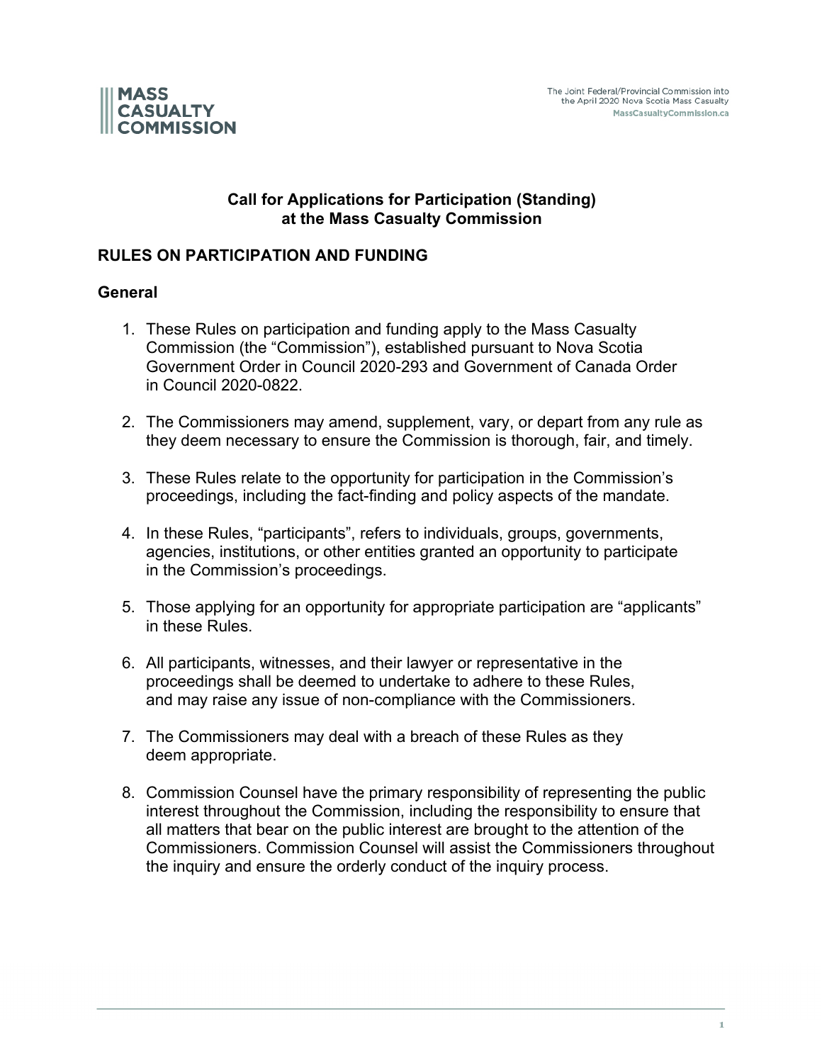# Call for Applications for Participation (Standing) at the Mass Casualty Commission

## RULES ON PARTICIPATION AND FUNDING

### General

1. These Rules on participation and funding apply to the Mass Casualty Commission (the "Commission"), established pursuant to Nova Scotia Government Order in Council 2020-293 and Government of Canada Order in Council 2020-0822.

2. The Commissioners may amend, supplement, vary, or depart from any rule as they deem necessary to ensure the Commission is thorough, fair, and timely.

3. These Rules relate to the opportunity for participation in the Commission's proceedings, including the fact-finding and policy aspects of the mandate.

4. In these Rules, "participants", refers to individuals, groups, governments, agencies, institutions, or other entities granted an opportunity to participate in the Commission's proceedings.

5. Those applying for an opportunity for appropriate participation are "applicants" in these Rules.

6. All participants, witnesses, and their lawyer or representative in the proceedings shall be deemed to undertake to adhere to these Rules, and may raise any issue of non-compliance with the Commissioners.

7. The Commissioners may deal with a breach of these Rules as they deem appropriate.

8. Commission Counsel have the primary responsibility of representing the public interest throughout the Commission, including the responsibility to ensure that all matters that bear on the public interest are brought to the attention of the Commissioners. Commission Counsel will assist the Commissioners throughout the inquiry and ensure the orderly conduct of the inquiry process.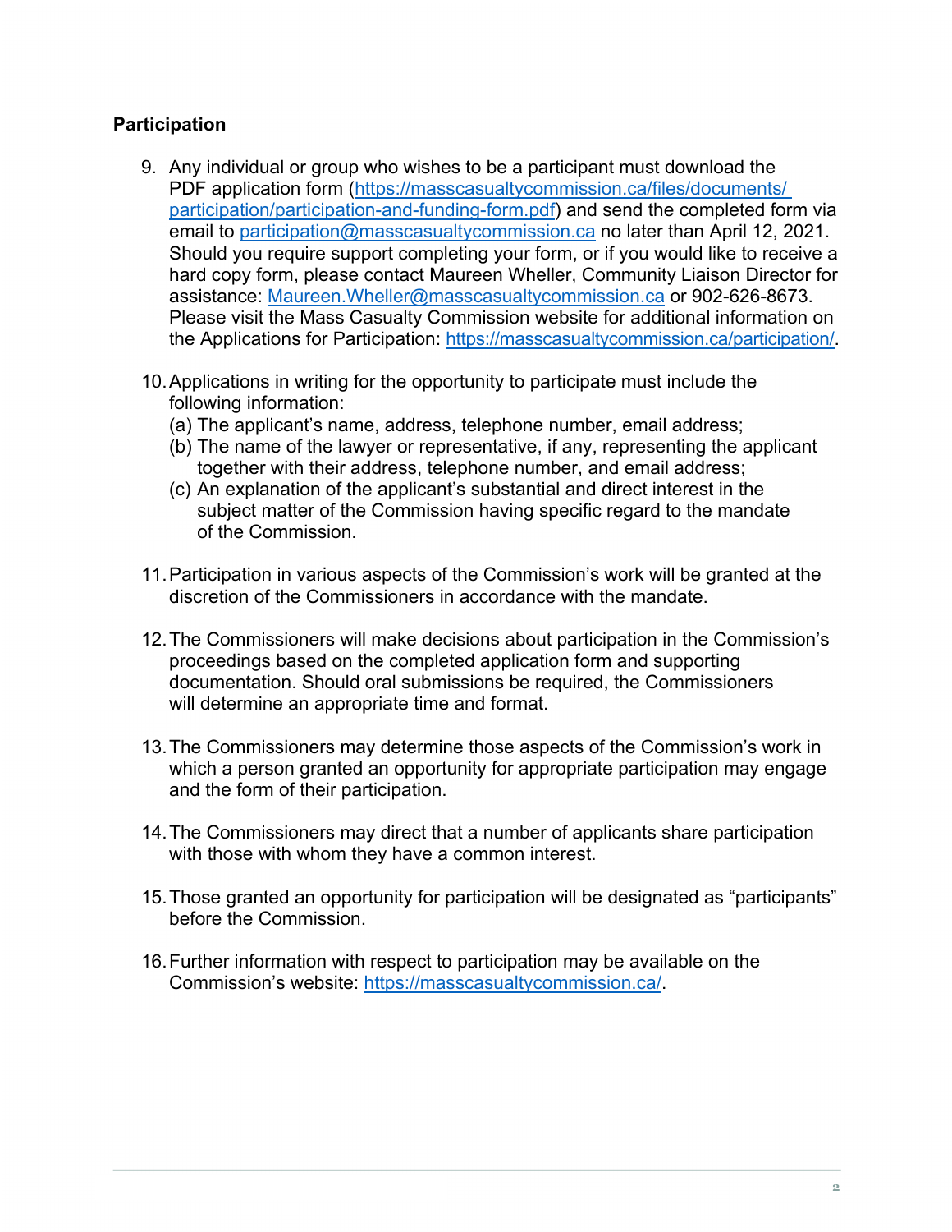**Participation**

9. Any individual or group who wishes to be a participant must download the PDF application form (https://masscasualtycommission.ca/files/documents/participation/participation-and-funding-form.pdf) and send the completed form via email to participation@masscasualtycommission.ca no later than April 12, 2021. Should you require support completing your form, or if you would like to receive a hard copy form, please contact Maureen Wheller, Community Liaison Director for assistance: Maureen.Wheller@masscasualtycommission.ca or 902-626-8673. Please visit the Mass Casualty Commission website for additional information on the Applications for Participation: https://masscasualtycommission.ca/participation/.

10. Applications in writing for the opportunity to participate must include the following information:
    (a) The applicant's name, address, telephone number, email address;
    (b) The name of the lawyer or representative, if any, representing the applicant together with their address, telephone number, and email address;
    (c) An explanation of the applicant's substantial and direct interest in the subject matter of the Commission having specific regard to the mandate of the Commission.

11. Participation in various aspects of the Commission's work will be granted at the discretion of the Commissioners in accordance with the mandate.

12. The Commissioners will make decisions about participation in the Commission's proceedings based on the completed application form and supporting documentation. Should oral submissions be required, the Commissioners will determine an appropriate time and format.

13. The Commissioners may determine those aspects of the Commission's work in which a person granted an opportunity for appropriate participation may engage and the form of their participation.

14. The Commissioners may direct that a number of applicants share participation with those with whom they have a common interest.

15. Those granted an opportunity for participation will be designated as "participants" before the Commission.

16. Further information with respect to participation may be available on the Commission's website: https://masscasualtycommission.ca/.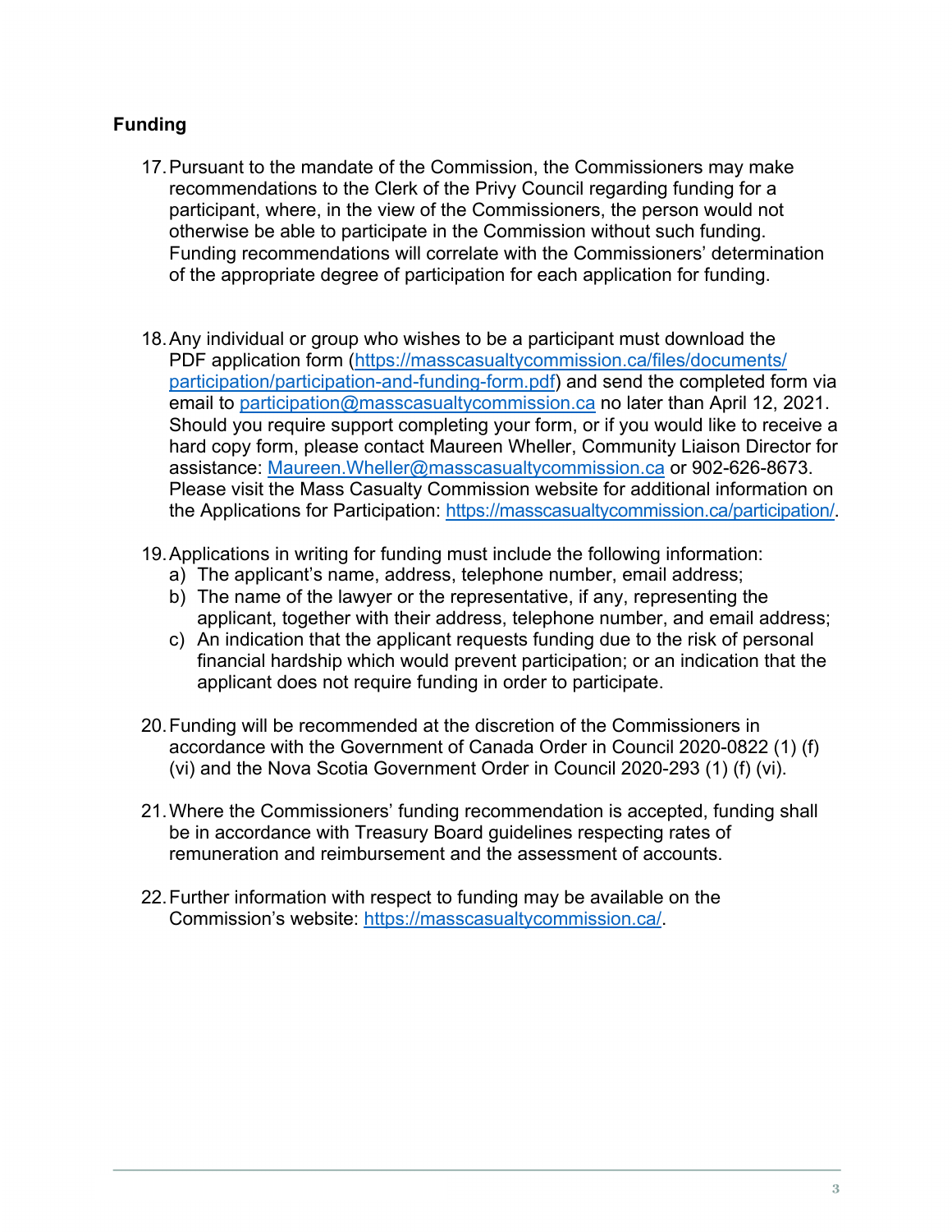## Funding

17. Pursuant to the mandate of the Commission, the Commissioners may make recommendations to the Clerk of the Privy Council regarding funding for a participant, where, in the view of the Commissioners, the person would not otherwise be able to participate in the Commission without such funding. Funding recommendations will correlate with the Commissioners' determination of the appropriate degree of participation for each application for funding.

18. Any individual or group who wishes to be a participant must download the PDF application form (https://masscasualtycommission.ca/files/documents/participation/participation-and-funding-form.pdf) and send the completed form via email to participation@masscasualtycommission.ca no later than April 12, 2021. Should you require support completing your form, or if you would like to receive a hard copy form, please contact Maureen Wheller, Community Liaison Director for assistance: Maureen.Wheller@masscasualtycommission.ca or 902-626-8673. Please visit the Mass Casualty Commission website for additional information on the Applications for Participation: https://masscasualtycommission.ca/participation/.

19. Applications in writing for funding must include the following information:
    a) The applicant's name, address, telephone number, email address;
    b) The name of the lawyer or the representative, if any, representing the applicant, together with their address, telephone number, and email address;
    c) An indication that the applicant requests funding due to the risk of personal financial hardship which would prevent participation; or an indication that the applicant does not require funding in order to participate.

20. Funding will be recommended at the discretion of the Commissioners in accordance with the Government of Canada Order in Council 2020-0822 (1) (f) (vi) and the Nova Scotia Government Order in Council 2020-293 (1) (f) (vi).

21. Where the Commissioners' funding recommendation is accepted, funding shall be in accordance with Treasury Board guidelines respecting rates of remuneration and reimbursement and the assessment of accounts.

22. Further information with respect to funding may be available on the Commission's website: https://masscasualtycommission.ca/.